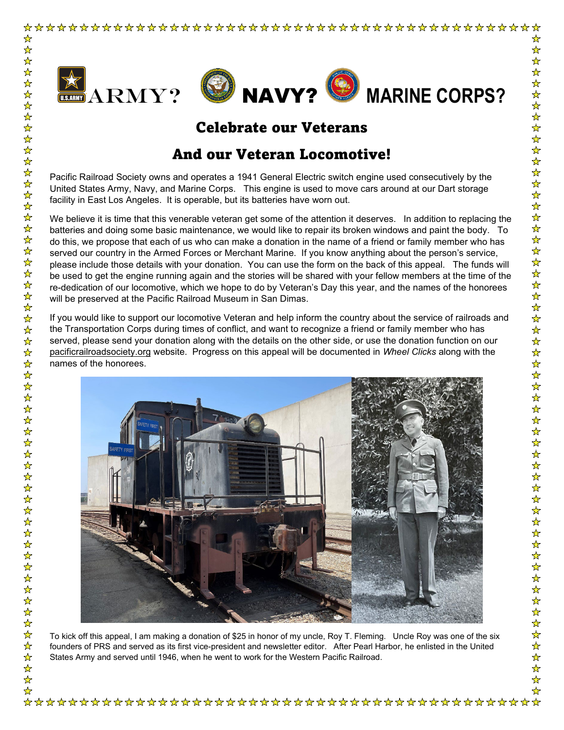ARMY? NAVY? MARINE CORPS?

## Celebrate our Veterans

## And our Veteran Locomotive!

Pacific Railroad Society owns and operates a 1941 General Electric switch engine used consecutively by the United States Army, Navy, and Marine Corps. This engine is used to move cars around at our Dart storage facility in East Los Angeles. It is operable, but its batteries have worn out.

We believe it is time that this venerable veteran get some of the attention it deserves. In addition to replacing the batteries and doing some basic maintenance, we would like to repair its broken windows and paint the body. To do this, we propose that each of us who can make a donation in the name of a friend or family member who has served our country in the Armed Forces or Merchant Marine. If you know anything about the person's service, please include those details with your donation. You can use the form on the back of this appeal. The funds will be used to get the engine running again and the stories will be shared with your fellow members at the time of the re-dedication of our locomotive, which we hope to do by Veteran's Day this year, and the names of the honorees will be preserved at the Pacific Railroad Museum in San Dimas.

If you would like to support our locomotive Veteran and help inform the country about the service of railroads and the Transportation Corps during times of conflict, and want to recognize a friend or family member who has served, please send your donation along with the details on the other side, or use the donation function on our pacificrailroadsociety.org website. Progress on this appeal will be documented in *Wheel Clicks* along with the names of the honorees.

To kick off this appeal, I am making a donation of $25 in honor of my uncle, Roy T. Fleming. Uncle Roy was one of the six founders of PRS and served as its first vice-president and newsletter editor. After Pearl Harbor, he enlisted in the United States Army and served until 1946, when he went to work for the Western Pacific Railroad.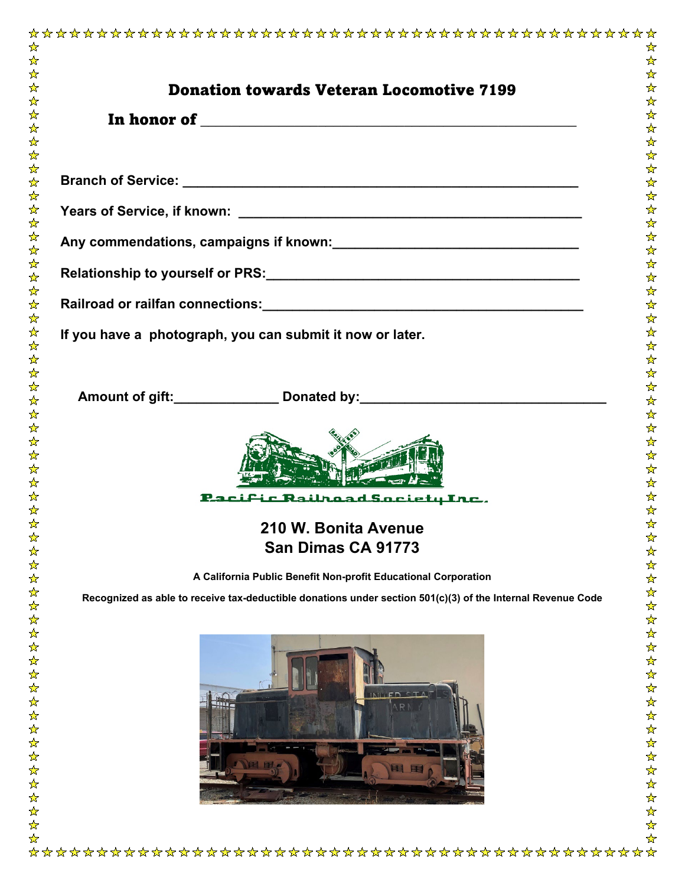# Donation towards Veteran Locomotive 7199

## In honor of ______________________________________________

**Branch of Service: ______________________________________________**

**Years of Service, if known: ______________________________________________**

**Any commendations, campaigns if known:______________________________**

**Relationship to yourself or PRS:______________________________________**

**Railroad or railfan connections:______________________________________**

**If you have a photograph, you can submit it now or later.**

**Amount of gift:_____________ Donated by:______________________________**

Pacific Railroad Society Inc.

**210 W. Bonita Avenue**
**San Dimas CA 91773**

**A California Public Benefit Non-profit Educational Corporation**

**Recognized as able to receive tax-deductible donations under section 501(c)(3) of the Internal Revenue Code**